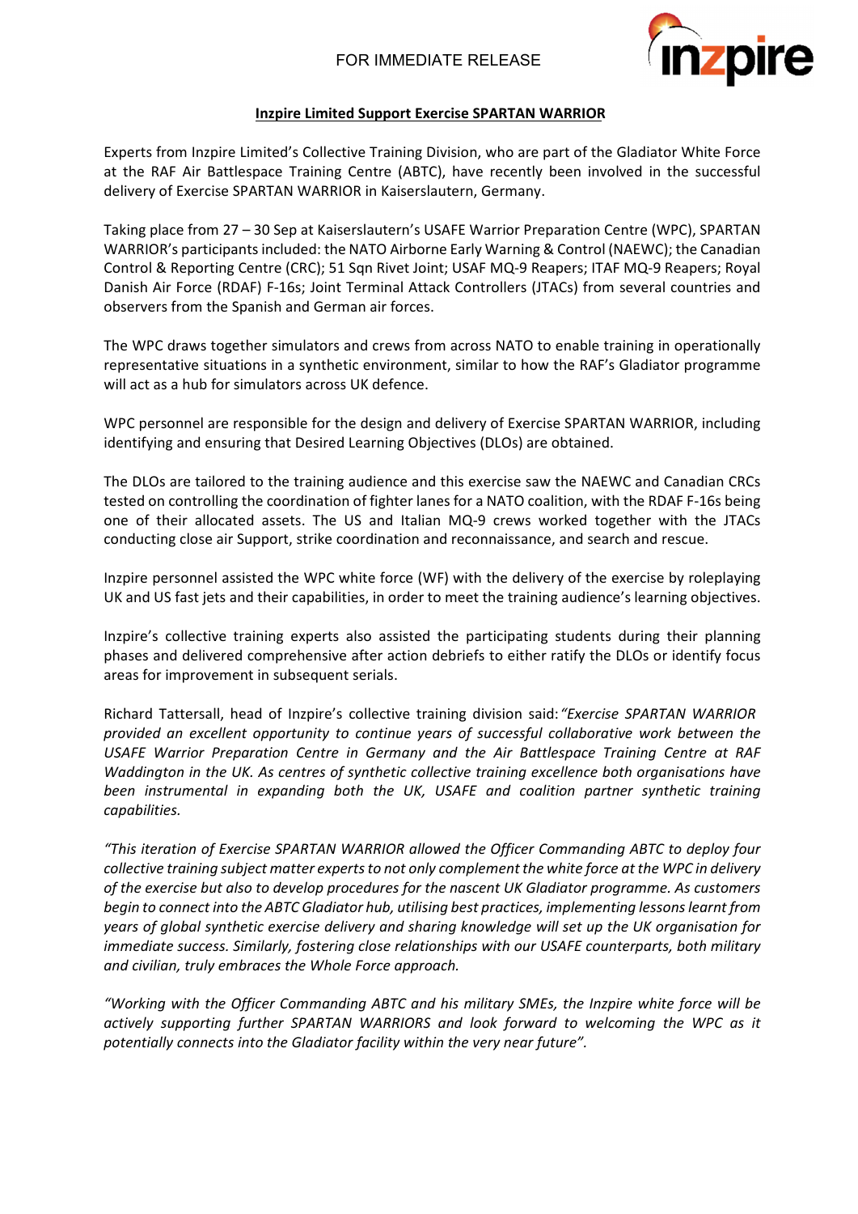FOR IMMEDIATE RELEASE

## Inzpire Limited Support Exercise SPARTAN WARRIOR

Experts from Inzpire Limited's Collective Training Division, who are part of the Gladiator White Force at the RAF Air Battlespace Training Centre (ABTC), have recently been involved in the successful delivery of Exercise SPARTAN WARRIOR in Kaiserslautern, Germany.

Taking place from 27 – 30 Sep at Kaiserslautern's USAFE Warrior Preparation Centre (WPC), SPARTAN WARRIOR's participants included: the NATO Airborne Early Warning & Control (NAEWC); the Canadian Control & Reporting Centre (CRC); 51 Sqn Rivet Joint; USAF MQ-9 Reapers; ITAF MQ-9 Reapers; Royal Danish Air Force (RDAF) F-16s; Joint Terminal Attack Controllers (JTACs) from several countries and observers from the Spanish and German air forces.

The WPC draws together simulators and crews from across NATO to enable training in operationally representative situations in a synthetic environment, similar to how the RAF's Gladiator programme will act as a hub for simulators across UK defence.

WPC personnel are responsible for the design and delivery of Exercise SPARTAN WARRIOR, including identifying and ensuring that Desired Learning Objectives (DLOs) are obtained.

The DLOs are tailored to the training audience and this exercise saw the NAEWC and Canadian CRCs tested on controlling the coordination of fighter lanes for a NATO coalition, with the RDAF F-16s being one of their allocated assets. The US and Italian MQ-9 crews worked together with the JTACs conducting close air Support, strike coordination and reconnaissance, and search and rescue.

Inzpire personnel assisted the WPC white force (WF) with the delivery of the exercise by roleplaying UK and US fast jets and their capabilities, in order to meet the training audience's learning objectives.

Inzpire's collective training experts also assisted the participating students during their planning phases and delivered comprehensive after action debriefs to either ratify the DLOs or identify focus areas for improvement in subsequent serials.

Richard Tattersall, head of Inzpire's collective training division said: *"Exercise SPARTAN WARRIOR provided an excellent opportunity to continue years of successful collaborative work between the USAFE Warrior Preparation Centre in Germany and the Air Battlespace Training Centre at RAF Waddington in the UK. As centres of synthetic collective training excellence both organisations have been instrumental in expanding both the UK, USAFE and coalition partner synthetic training capabilities.*

*"This iteration of Exercise SPARTAN WARRIOR allowed the Officer Commanding ABTC to deploy four collective training subject matter experts to not only complement the white force at the WPC in delivery of the exercise but also to develop procedures for the nascent UK Gladiator programme. As customers begin to connect into the ABTC Gladiator hub, utilising best practices, implementing lessons learnt from years of global synthetic exercise delivery and sharing knowledge will set up the UK organisation for immediate success. Similarly, fostering close relationships with our USAFE counterparts, both military and civilian, truly embraces the Whole Force approach.*

*"Working with the Officer Commanding ABTC and his military SMEs, the Inzpire white force will be actively supporting further SPARTAN WARRIORS and look forward to welcoming the WPC as it potentially connects into the Gladiator facility within the very near future".*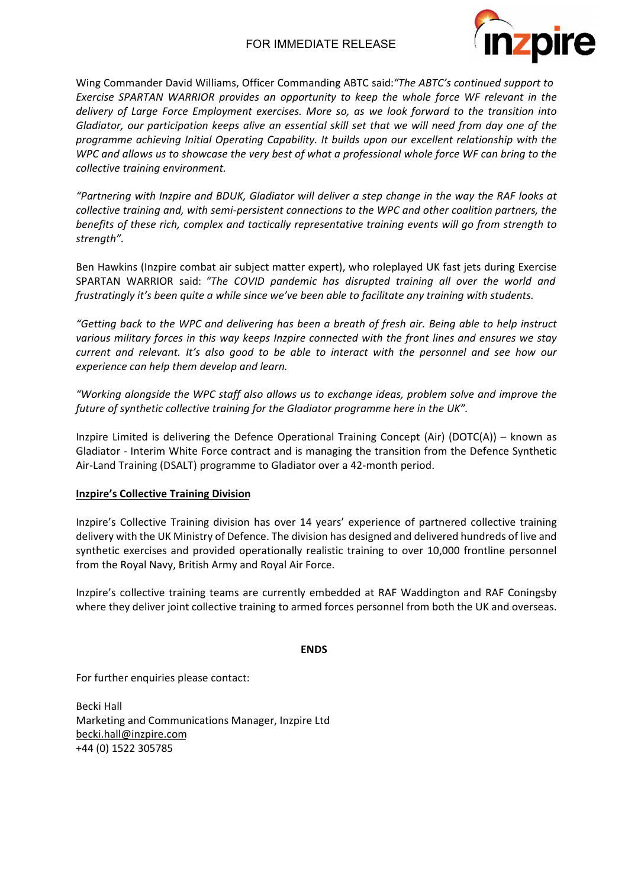Wing Commander David Williams, Officer Commanding ABTC said:*"The ABTC's continued support to Exercise SPARTAN WARRIOR provides an opportunity to keep the whole force WF relevant in the delivery of Large Force Employment exercises. More so, as we look forward to the transition into Gladiator, our participation keeps alive an essential skill set that we will need from day one of the programme achieving Initial Operating Capability. It builds upon our excellent relationship with the WPC and allows us to showcase the very best of what a professional whole force WF can bring to the collective training environment.*

*"Partnering with Inzpire and BDUK, Gladiator will deliver a step change in the way the RAF looks at collective training and, with semi-persistent connections to the WPC and other coalition partners, the benefits of these rich, complex and tactically representative training events will go from strength to strength".*

Ben Hawkins (Inzpire combat air subject matter expert), who roleplayed UK fast jets during Exercise SPARTAN WARRIOR said: *"The COVID pandemic has disrupted training all over the world and frustratingly it's been quite a while since we've been able to facilitate any training with students.*

*"Getting back to the WPC and delivering has been a breath of fresh air. Being able to help instruct various military forces in this way keeps Inzpire connected with the front lines and ensures we stay current and relevant. It's also good to be able to interact with the personnel and see how our experience can help them develop and learn.*

*"Working alongside the WPC staff also allows us to exchange ideas, problem solve and improve the future of synthetic collective training for the Gladiator programme here in the UK".*

Inzpire Limited is delivering the Defence Operational Training Concept (Air) (DOTC(A)) – known as Gladiator - Interim White Force contract and is managing the transition from the Defence Synthetic Air-Land Training (DSALT) programme to Gladiator over a 42-month period.

**Inzpire's Collective Training Division**

Inzpire's Collective Training division has over 14 years' experience of partnered collective training delivery with the UK Ministry of Defence. The division has designed and delivered hundreds of live and synthetic exercises and provided operationally realistic training to over 10,000 frontline personnel from the Royal Navy, British Army and Royal Air Force.

Inzpire's collective training teams are currently embedded at RAF Waddington and RAF Coningsby where they deliver joint collective training to armed forces personnel from both the UK and overseas.

**ENDS**

For further enquiries please contact:

Becki Hall
Marketing and Communications Manager, Inzpire Ltd
becki.hall@inzpire.com
+44 (0) 1522 305785